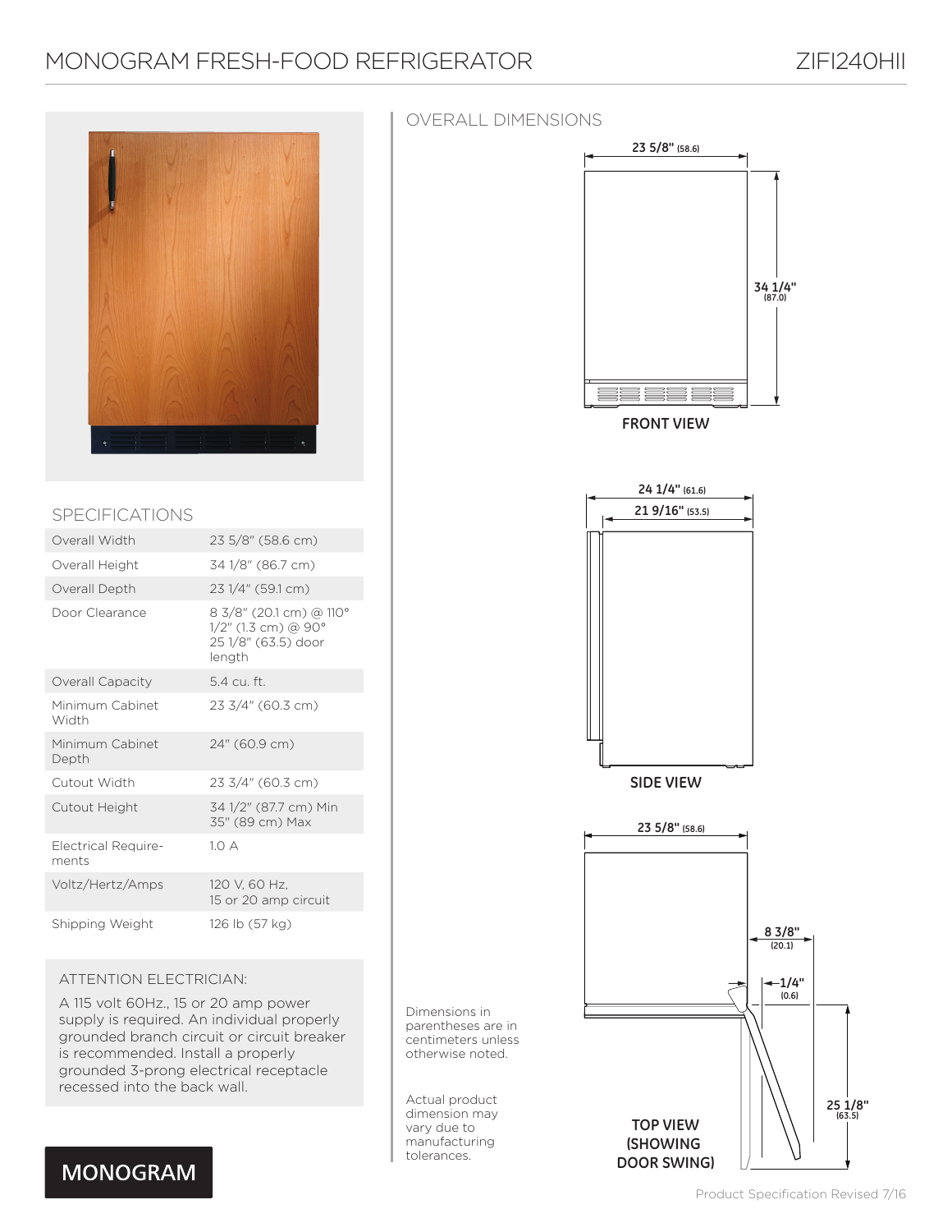# MONOGRAM FRESH-FOOD REFRIGERATOR

ZIFI240HII

## SPECIFICATIONS

| Specification | Value |
|---|---|
| Overall Width | 23 5/8" (58.6 cm) |
| Overall Height | 34 1/8" (86.7 cm) |
| Overall Depth | 23 1/4" (59.1 cm) |
| Door Clearance | 8 3/8" (20.1 cm) @ 110°<br>1/2" (1.3 cm) @ 90°<br>25 1/8" (63.5) door length |
| Overall Capacity | 5.4 cu. ft. |
| Minimum Cabinet Width | 23 3/4" (60.3 cm) |
| Minimum Cabinet Depth | 24" (60.9 cm) |
| Cutout Width | 23 3/4" (60.3 cm) |
| Cutout Height | 34 1/2" (87.7 cm) Min<br>35" (89 cm) Max |
| Electrical Requirements | 1.0 A |
| Voltz/Hertz/Amps | 120 V, 60 Hz,<br>15 or 20 amp circuit |
| Shipping Weight | 126 lb (57 kg) |

ATTENTION ELECTRICIAN:

A 115 volt 60Hz., 15 or 20 amp power supply is required. An individual properly grounded branch circuit or circuit breaker is recommended. Install a properly grounded 3-prong electrical receptacle recessed into the back wall.

MONOGRAM

## OVERALL DIMENSIONS

FRONT VIEW: 23 5/8" (58.6) width; 34 1/4" (87.0) height

SIDE VIEW: 24 1/4" (61.6); 21 9/16" (53.5)

TOP VIEW (SHOWING DOOR SWING): 23 5/8" (58.6); 8 3/8" (20.1); 1/4" (0.6); 25 1/8" (63.5)

Dimensions in parentheses are in centimeters unless otherwise noted.

Actual product dimension may vary due to manufacturing tolerances.

Product Specification Revised 7/16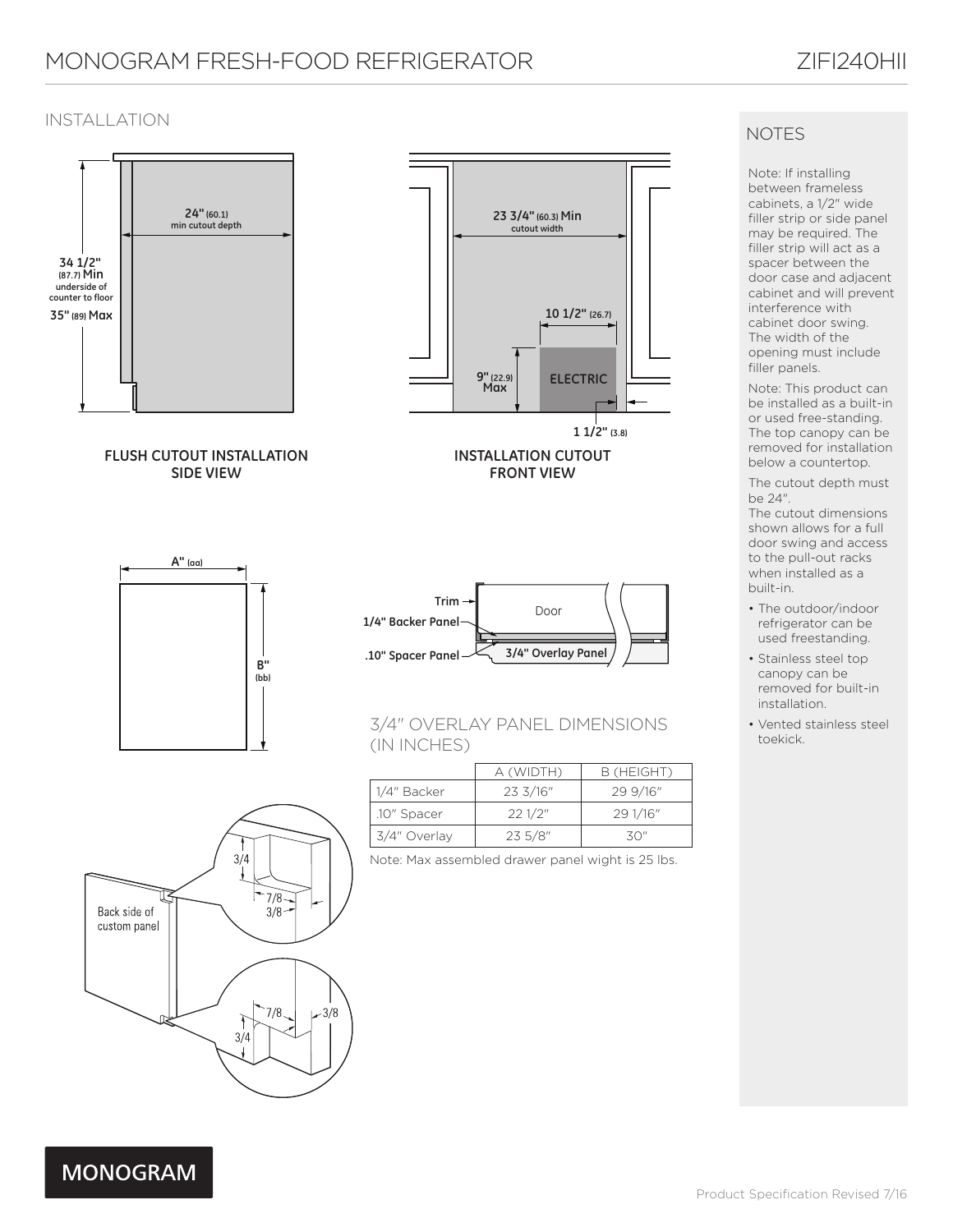# MONOGRAM FRESH-FOOD REFRIGERATOR

ZIFI240HII

## INSTALLATION

24" (60.1) min cutout depth

34 1/2" (87.7) Min underside of counter to floor

35" (89) Max

**FLUSH CUTOUT INSTALLATION SIDE VIEW**

23 3/4" (60.3) Min cutout width

10 1/2" (26.7)

9" (22.9) Max

ELECTRIC

1 1/2" (3.8)

**INSTALLATION CUTOUT FRONT VIEW**

A" (aa)

B" (bb)

Trim

1/4" Backer Panel

.10" Spacer Panel

Door

3/4" Overlay Panel

Back side of custom panel

3/4

7/8

3/8

### 3/4" OVERLAY PANEL DIMENSIONS (IN INCHES)

| | A (WIDTH) | B (HEIGHT) |
|---|---|---|
| 1/4" Backer | 23 3/16" | 29 9/16" |
| .10" Spacer | 22 1/2" | 29 1/16" |
| 3/4" Overlay | 23 5/8" | 30" |

Note: Max assembled drawer panel wight is 25 lbs.

## NOTES

Note: If installing between frameless cabinets, a 1/2" wide filler strip or side panel may be required. The filler strip will act as a spacer between the door case and adjacent cabinet and will prevent interference with cabinet door swing. The width of the opening must include filler panels.

Note: This product can be installed as a built-in or used free-standing. The top canopy can be removed for installation below a countertop.

The cutout depth must be 24".

The cutout dimensions shown allows for a full door swing and access to the pull-out racks when installed as a built-in.

- The outdoor/indoor refrigerator can be used freestanding.
- Stainless steel top canopy can be removed for built-in installation.
- Vented stainless steel toekick.

MONOGRAM

Product Specification Revised 7/16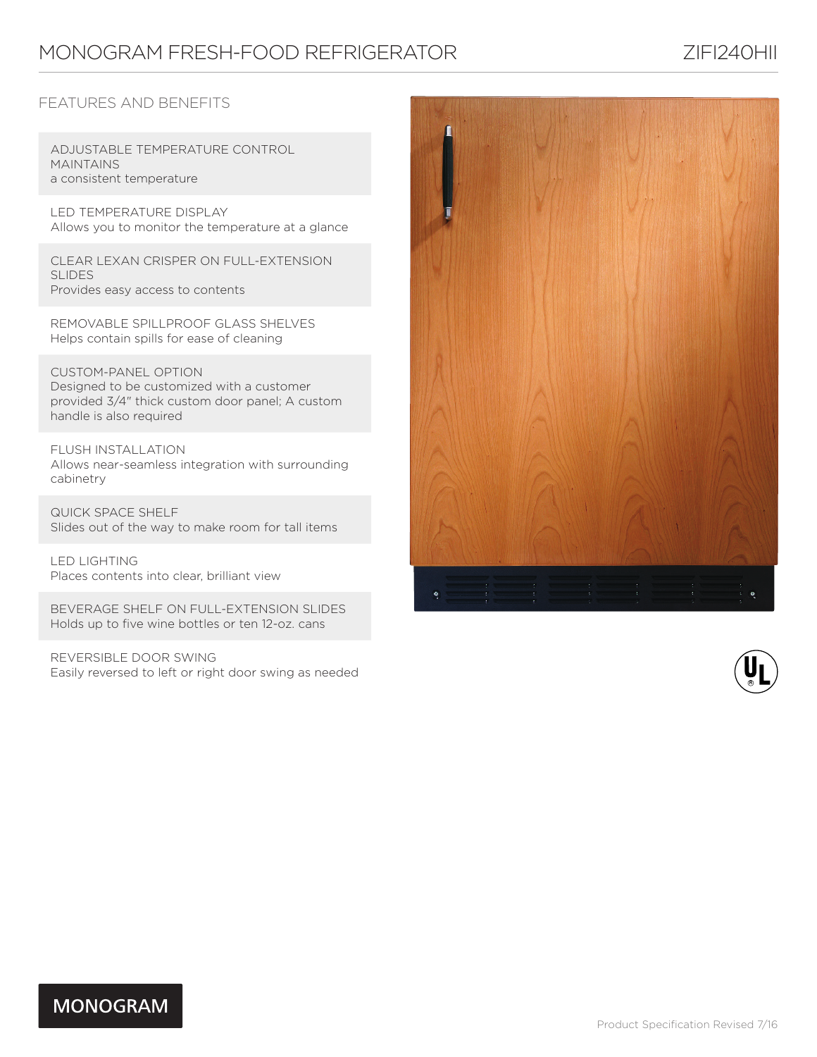# MONOGRAM FRESH-FOOD REFRIGERATOR

ZIFI240HII

## FEATURES AND BENEFITS

ADJUSTABLE TEMPERATURE CONTROL MAINTAINS
a consistent temperature

LED TEMPERATURE DISPLAY
Allows you to monitor the temperature at a glance

CLEAR LEXAN CRISPER ON FULL-EXTENSION SLIDES
Provides easy access to contents

REMOVABLE SPILLPROOF GLASS SHELVES
Helps contain spills for ease of cleaning

CUSTOM-PANEL OPTION
Designed to be customized with a customer provided 3/4" thick custom door panel; A custom handle is also required

FLUSH INSTALLATION
Allows near-seamless integration with surrounding cabinetry

QUICK SPACE SHELF
Slides out of the way to make room for tall items

LED LIGHTING
Places contents into clear, brilliant view

BEVERAGE SHELF ON FULL-EXTENSION SLIDES
Holds up to five wine bottles or ten 12-oz. cans

REVERSIBLE DOOR SWING
Easily reversed to left or right door swing as needed

MONOGRAM

Product Specification Revised 7/16